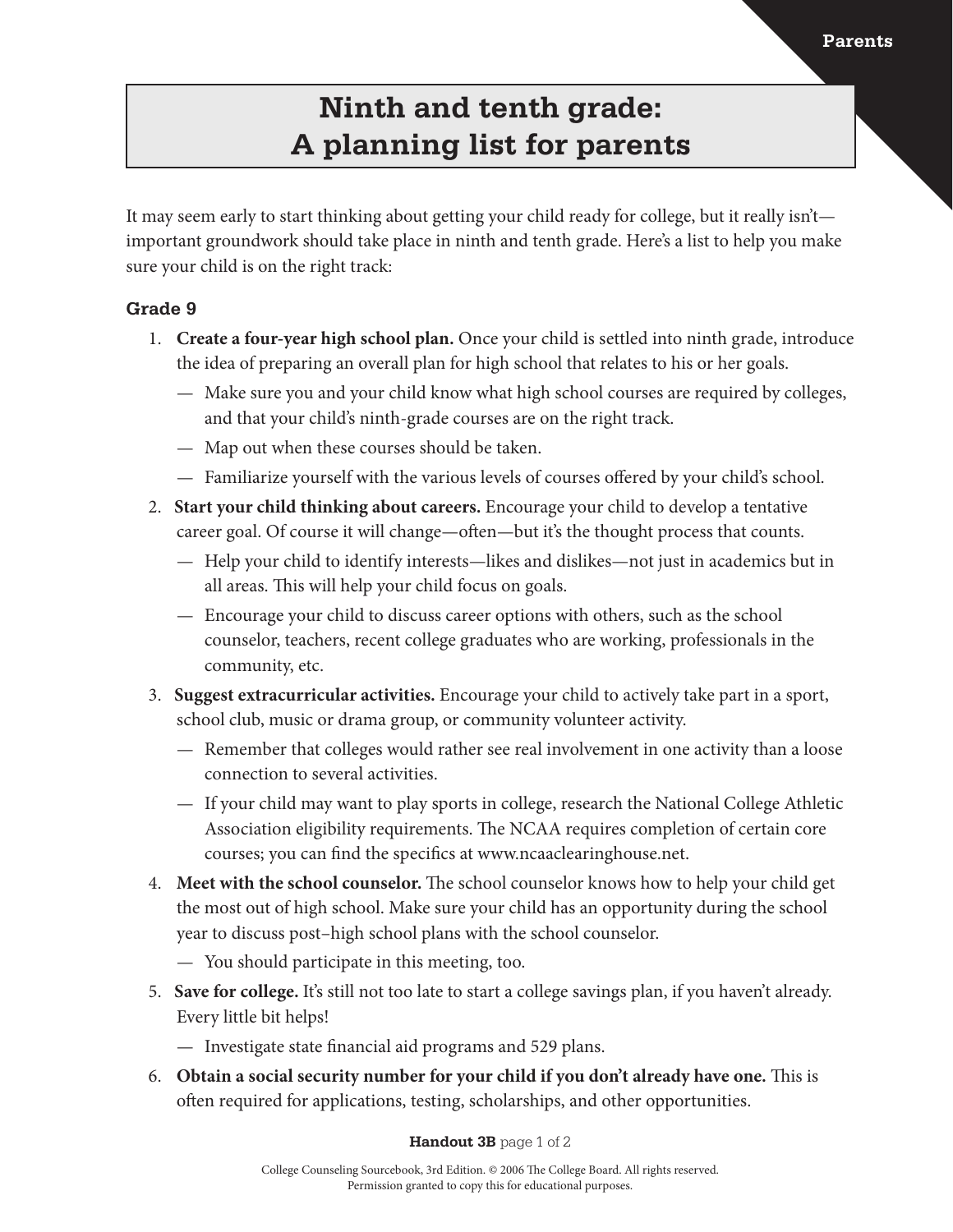# Ninth and tenth grade: A planning list for parents

It may seem early to start thinking about getting your child ready for college, but it really isn't—important groundwork should take place in ninth and tenth grade. Here's a list to help you make sure your child is on the right track:

## Grade 9

1. **Create a four-year high school plan.** Once your child is settled into ninth grade, introduce the idea of preparing an overall plan for high school that relates to his or her goals.
   - Make sure you and your child know what high school courses are required by colleges, and that your child's ninth-grade courses are on the right track.
   - Map out when these courses should be taken.
   - Familiarize yourself with the various levels of courses offered by your child's school.
2. **Start your child thinking about careers.** Encourage your child to develop a tentative career goal. Of course it will change—often—but it's the thought process that counts.
   - Help your child to identify interests—likes and dislikes—not just in academics but in all areas. This will help your child focus on goals.
   - Encourage your child to discuss career options with others, such as the school counselor, teachers, recent college graduates who are working, professionals in the community, etc.
3. **Suggest extracurricular activities.** Encourage your child to actively take part in a sport, school club, music or drama group, or community volunteer activity.
   - Remember that colleges would rather see real involvement in one activity than a loose connection to several activities.
   - If your child may want to play sports in college, research the National College Athletic Association eligibility requirements. The NCAA requires completion of certain core courses; you can find the specifics at www.ncaaclearinghouse.net.
4. **Meet with the school counselor.** The school counselor knows how to help your child get the most out of high school. Make sure your child has an opportunity during the school year to discuss post–high school plans with the school counselor.
   - You should participate in this meeting, too.
5. **Save for college.** It's still not too late to start a college savings plan, if you haven't already. Every little bit helps!
   - Investigate state financial aid programs and 529 plans.
6. **Obtain a social security number for your child if you don't already have one.** This is often required for applications, testing, scholarships, and other opportunities.

**Handout 3B** page 1 of 2

College Counseling Sourcebook, 3rd Edition. © 2006 The College Board. All rights reserved. Permission granted to copy this for educational purposes.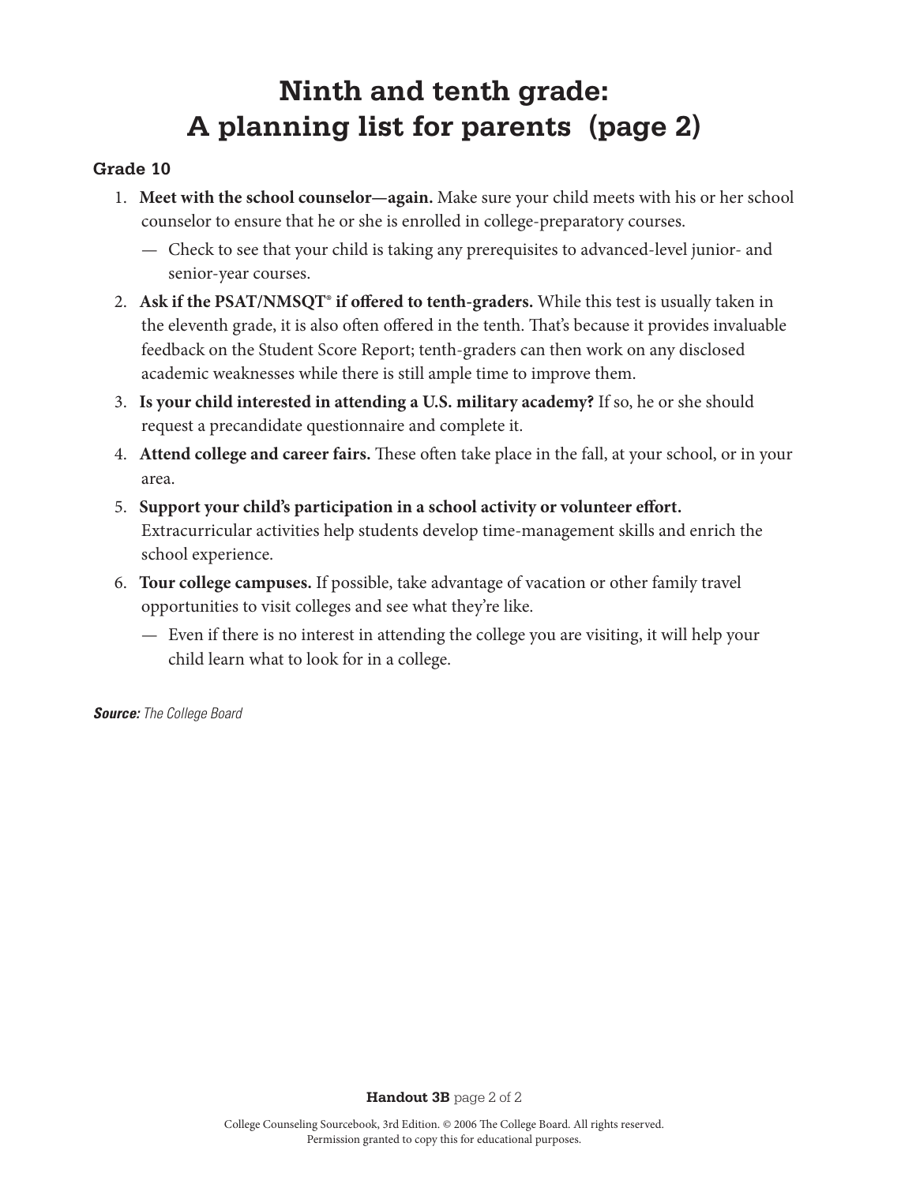# Ninth and tenth grade: A planning list for parents (page 2)

### Grade 10

1. **Meet with the school counselor—again.** Make sure your child meets with his or her school counselor to ensure that he or she is enrolled in college-preparatory courses.
   - — Check to see that your child is taking any prerequisites to advanced-level junior- and senior-year courses.
2. **Ask if the PSAT/NMSQT® if offered to tenth-graders.** While this test is usually taken in the eleventh grade, it is also often offered in the tenth. That's because it provides invaluable feedback on the Student Score Report; tenth-graders can then work on any disclosed academic weaknesses while there is still ample time to improve them.
3. **Is your child interested in attending a U.S. military academy?** If so, he or she should request a precandidate questionnaire and complete it.
4. **Attend college and career fairs.** These often take place in the fall, at your school, or in your area.
5. **Support your child's participation in a school activity or volunteer effort.** Extracurricular activities help students develop time-management skills and enrich the school experience.
6. **Tour college campuses.** If possible, take advantage of vacation or other family travel opportunities to visit colleges and see what they're like.
   - — Even if there is no interest in attending the college you are visiting, it will help your child learn what to look for in a college.

***Source:*** *The College Board*

**Handout 3B** page 2 of 2

College Counseling Sourcebook, 3rd Edition. © 2006 The College Board. All rights reserved.
Permission granted to copy this for educational purposes.